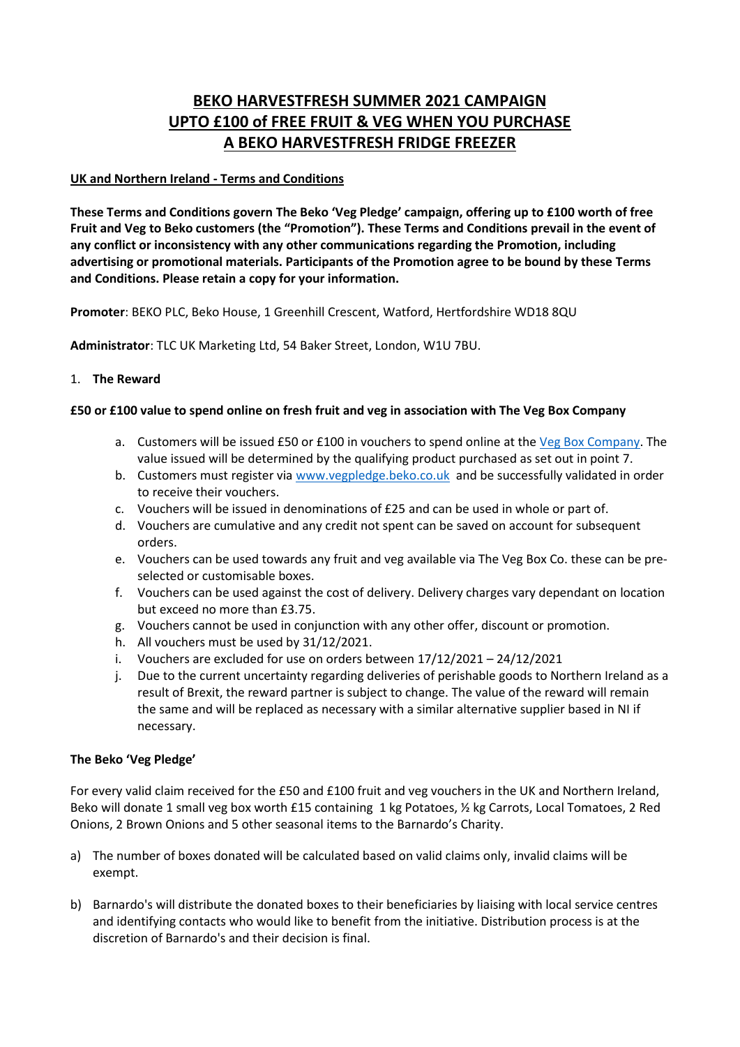# BEKO HARVESTFRESH SUMMER 2021 CAMPAIGN
# UPTO £100 of FREE FRUIT & VEG WHEN YOU PURCHASE A BEKO HARVESTFRESH FRIDGE FREEZER

**UK and Northern Ireland - Terms and Conditions**

**These Terms and Conditions govern The Beko 'Veg Pledge' campaign, offering up to £100 worth of free Fruit and Veg to Beko customers (the "Promotion"). These Terms and Conditions prevail in the event of any conflict or inconsistency with any other communications regarding the Promotion, including advertising or promotional materials. Participants of the Promotion agree to be bound by these Terms and Conditions. Please retain a copy for your information.**

**Promoter**: BEKO PLC, Beko House, 1 Greenhill Crescent, Watford, Hertfordshire WD18 8QU

**Administrator**: TLC UK Marketing Ltd, 54 Baker Street, London, W1U 7BU.

1. **The Reward**

**£50 or £100 value to spend online on fresh fruit and veg in association with The Veg Box Company**

a. Customers will be issued £50 or £100 in vouchers to spend online at the Veg Box Company. The value issued will be determined by the qualifying product purchased as set out in point 7.
b. Customers must register via www.vegpledge.beko.co.uk and be successfully validated in order to receive their vouchers.
c. Vouchers will be issued in denominations of £25 and can be used in whole or part of.
d. Vouchers are cumulative and any credit not spent can be saved on account for subsequent orders.
e. Vouchers can be used towards any fruit and veg available via The Veg Box Co. these can be pre-selected or customisable boxes.
f. Vouchers can be used against the cost of delivery. Delivery charges vary dependant on location but exceed no more than £3.75.
g. Vouchers cannot be used in conjunction with any other offer, discount or promotion.
h. All vouchers must be used by 31/12/2021.
i. Vouchers are excluded for use on orders between 17/12/2021 – 24/12/2021
j. Due to the current uncertainty regarding deliveries of perishable goods to Northern Ireland as a result of Brexit, the reward partner is subject to change. The value of the reward will remain the same and will be replaced as necessary with a similar alternative supplier based in NI if necessary.

**The Beko 'Veg Pledge'**

For every valid claim received for the £50 and £100 fruit and veg vouchers in the UK and Northern Ireland, Beko will donate 1 small veg box worth £15 containing 1 kg Potatoes, ½ kg Carrots, Local Tomatoes, 2 Red Onions, 2 Brown Onions and 5 other seasonal items to the Barnardo's Charity.

a) The number of boxes donated will be calculated based on valid claims only, invalid claims will be exempt.

b) Barnardo's will distribute the donated boxes to their beneficiaries by liaising with local service centres and identifying contacts who would like to benefit from the initiative. Distribution process is at the discretion of Barnardo's and their decision is final.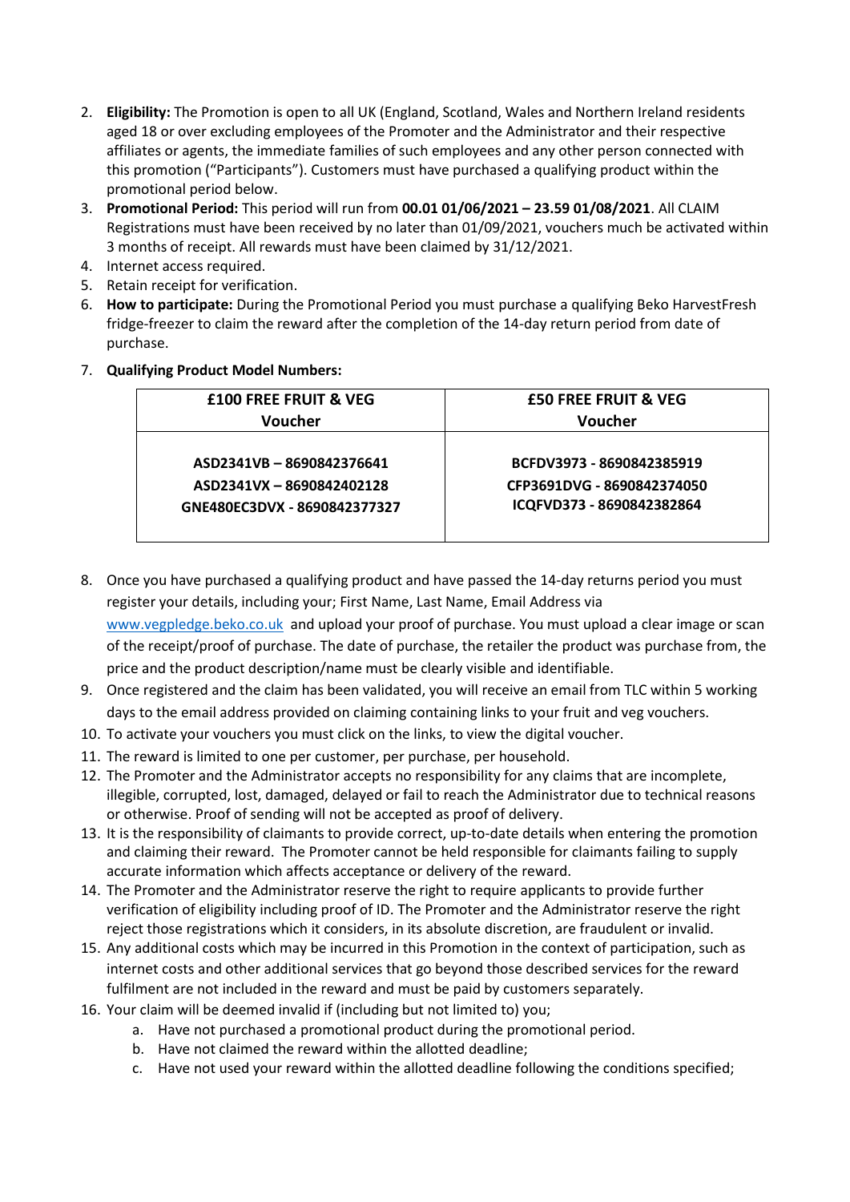2. **Eligibility:** The Promotion is open to all UK (England, Scotland, Wales and Northern Ireland residents aged 18 or over excluding employees of the Promoter and the Administrator and their respective affiliates or agents, the immediate families of such employees and any other person connected with this promotion ("Participants"). Customers must have purchased a qualifying product within the promotional period below.
3. **Promotional Period:** This period will run from **00.01 01/06/2021 – 23.59 01/08/2021**. All CLAIM Registrations must have been received by no later than 01/09/2021, vouchers much be activated within 3 months of receipt. All rewards must have been claimed by 31/12/2021.
4. Internet access required.
5. Retain receipt for verification.
6. **How to participate:** During the Promotional Period you must purchase a qualifying Beko HarvestFresh fridge-freezer to claim the reward after the completion of the 14-day return period from date of purchase.
7. **Qualifying Product Model Numbers:**

| £100 FREE FRUIT & VEG Voucher | £50 FREE FRUIT & VEG Voucher |
|---|---|
| ASD2341VB – 8690842376641<br>ASD2341VX – 8690842402128<br>GNE480EC3DVX - 8690842377327 | BCFDV3973 - 8690842385919<br>CFP3691DVG - 8690842374050<br>ICQFVD373 - 8690842382864 |

8. Once you have purchased a qualifying product and have passed the 14-day returns period you must register your details, including your; First Name, Last Name, Email Address via www.vegpledge.beko.co.uk and upload your proof of purchase. You must upload a clear image or scan of the receipt/proof of purchase. The date of purchase, the retailer the product was purchase from, the price and the product description/name must be clearly visible and identifiable.
9. Once registered and the claim has been validated, you will receive an email from TLC within 5 working days to the email address provided on claiming containing links to your fruit and veg vouchers.
10. To activate your vouchers you must click on the links, to view the digital voucher.
11. The reward is limited to one per customer, per purchase, per household.
12. The Promoter and the Administrator accepts no responsibility for any claims that are incomplete, illegible, corrupted, lost, damaged, delayed or fail to reach the Administrator due to technical reasons or otherwise. Proof of sending will not be accepted as proof of delivery.
13. It is the responsibility of claimants to provide correct, up-to-date details when entering the promotion and claiming their reward. The Promoter cannot be held responsible for claimants failing to supply accurate information which affects acceptance or delivery of the reward.
14. The Promoter and the Administrator reserve the right to require applicants to provide further verification of eligibility including proof of ID. The Promoter and the Administrator reserve the right reject those registrations which it considers, in its absolute discretion, are fraudulent or invalid.
15. Any additional costs which may be incurred in this Promotion in the context of participation, such as internet costs and other additional services that go beyond those described services for the reward fulfilment are not included in the reward and must be paid by customers separately.
16. Your claim will be deemed invalid if (including but not limited to) you;
    a. Have not purchased a promotional product during the promotional period.
    b. Have not claimed the reward within the allotted deadline;
    c. Have not used your reward within the allotted deadline following the conditions specified;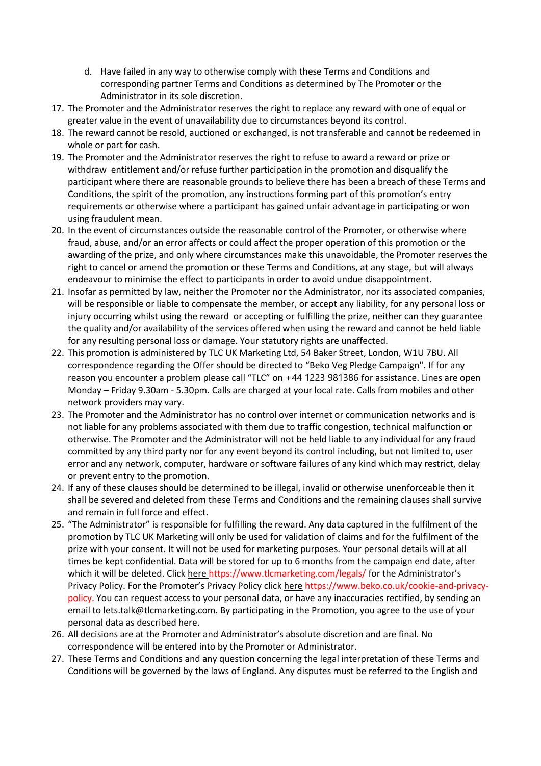d. Have failed in any way to otherwise comply with these Terms and Conditions and corresponding partner Terms and Conditions as determined by The Promoter or the Administrator in its sole discretion.

17. The Promoter and the Administrator reserves the right to replace any reward with one of equal or greater value in the event of unavailability due to circumstances beyond its control.
18. The reward cannot be resold, auctioned or exchanged, is not transferable and cannot be redeemed in whole or part for cash.
19. The Promoter and the Administrator reserves the right to refuse to award a reward or prize or withdraw entitlement and/or refuse further participation in the promotion and disqualify the participant where there are reasonable grounds to believe there has been a breach of these Terms and Conditions, the spirit of the promotion, any instructions forming part of this promotion's entry requirements or otherwise where a participant has gained unfair advantage in participating or won using fraudulent mean.
20. In the event of circumstances outside the reasonable control of the Promoter, or otherwise where fraud, abuse, and/or an error affects or could affect the proper operation of this promotion or the awarding of the prize, and only where circumstances make this unavoidable, the Promoter reserves the right to cancel or amend the promotion or these Terms and Conditions, at any stage, but will always endeavour to minimise the effect to participants in order to avoid undue disappointment.
21. Insofar as permitted by law, neither the Promoter nor the Administrator, nor its associated companies, will be responsible or liable to compensate the member, or accept any liability, for any personal loss or injury occurring whilst using the reward or accepting or fulfilling the prize, neither can they guarantee the quality and/or availability of the services offered when using the reward and cannot be held liable for any resulting personal loss or damage. Your statutory rights are unaffected.
22. This promotion is administered by TLC UK Marketing Ltd, 54 Baker Street, London, W1U 7BU. All correspondence regarding the Offer should be directed to "Beko Veg Pledge Campaign". If for any reason you encounter a problem please call "TLC" on +44 1223 981386 for assistance. Lines are open Monday – Friday 9.30am - 5.30pm. Calls are charged at your local rate. Calls from mobiles and other network providers may vary.
23. The Promoter and the Administrator has no control over internet or communication networks and is not liable for any problems associated with them due to traffic congestion, technical malfunction or otherwise. The Promoter and the Administrator will not be held liable to any individual for any fraud committed by any third party nor for any event beyond its control including, but not limited to, user error and any network, computer, hardware or software failures of any kind which may restrict, delay or prevent entry to the promotion.
24. If any of these clauses should be determined to be illegal, invalid or otherwise unenforceable then it shall be severed and deleted from these Terms and Conditions and the remaining clauses shall survive and remain in full force and effect.
25. "The Administrator" is responsible for fulfilling the reward. Any data captured in the fulfilment of the promotion by TLC UK Marketing will only be used for validation of claims and for the fulfilment of the prize with your consent. It will not be used for marketing purposes. Your personal details will at all times be kept confidential. Data will be stored for up to 6 months from the campaign end date, after which it will be deleted. Click here https://www.tlcmarketing.com/legals/ for the Administrator's Privacy Policy. For the Promoter's Privacy Policy click here https://www.beko.co.uk/cookie-and-privacy-policy. You can request access to your personal data, or have any inaccuracies rectified, by sending an email to lets.talk@tlcmarketing.com. By participating in the Promotion, you agree to the use of your personal data as described here.
26. All decisions are at the Promoter and Administrator's absolute discretion and are final. No correspondence will be entered into by the Promoter or Administrator.
27. These Terms and Conditions and any question concerning the legal interpretation of these Terms and Conditions will be governed by the laws of England. Any disputes must be referred to the English and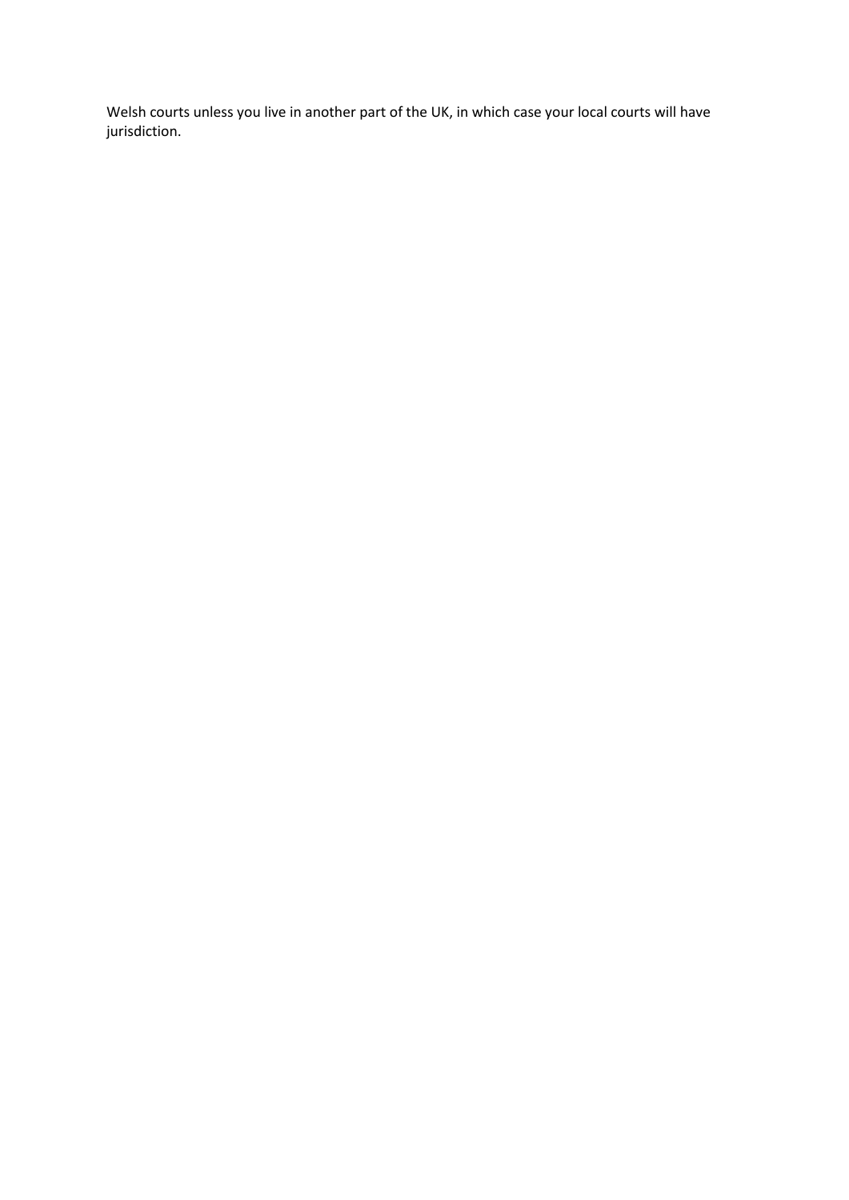Welsh courts unless you live in another part of the UK, in which case your local courts will have jurisdiction.